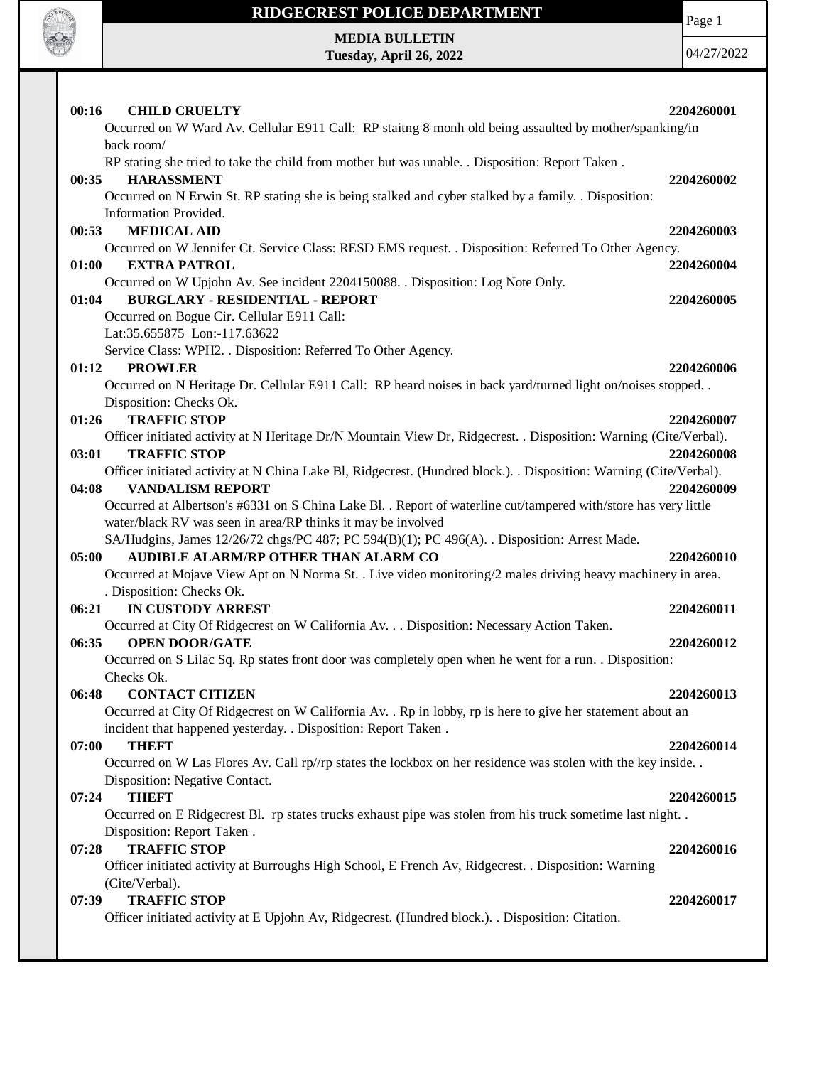# RIDGECREST POLICE DEPARTMENT

**MEDIA BULLETIN**
**Tuesday, April 26, 2022**

04/27/2022

**00:16 CHILD CRUELTY 2204260001**
Occurred on W Ward Av. Cellular E911 Call: RP staitng 8 monh old being assaulted by mother/spanking/in back room/
RP stating she tried to take the child from mother but was unable. . Disposition: Report Taken .

**00:35 HARASSMENT 2204260002**
Occurred on N Erwin St. RP stating she is being stalked and cyber stalked by a family. . Disposition: Information Provided.

**00:53 MEDICAL AID 2204260003**
Occurred on W Jennifer Ct. Service Class: RESD EMS request. . Disposition: Referred To Other Agency.

**01:00 EXTRA PATROL 2204260004**
Occurred on W Upjohn Av. See incident 2204150088. . Disposition: Log Note Only.

**01:04 BURGLARY - RESIDENTIAL - REPORT 2204260005**
Occurred on Bogue Cir. Cellular E911 Call:
Lat:35.655875 Lon:-117.63622
Service Class: WPH2. . Disposition: Referred To Other Agency.

**01:12 PROWLER 2204260006**
Occurred on N Heritage Dr. Cellular E911 Call: RP heard noises in back yard/turned light on/noises stopped. . Disposition: Checks Ok.

**01:26 TRAFFIC STOP 2204260007**
Officer initiated activity at N Heritage Dr/N Mountain View Dr, Ridgecrest. . Disposition: Warning (Cite/Verbal).

**03:01 TRAFFIC STOP 2204260008**
Officer initiated activity at N China Lake Bl, Ridgecrest. (Hundred block.). . Disposition: Warning (Cite/Verbal).

**04:08 VANDALISM REPORT 2204260009**
Occurred at Albertson's #6331 on S China Lake Bl. . Report of waterline cut/tampered with/store has very little water/black RV was seen in area/RP thinks it may be involved
SA/Hudgins, James 12/26/72 chgs/PC 487; PC 594(B)(1); PC 496(A). . Disposition: Arrest Made.

**05:00 AUDIBLE ALARM/RP OTHER THAN ALARM CO 2204260010**
Occurred at Mojave View Apt on N Norma St. . Live video monitoring/2 males driving heavy machinery in area. . Disposition: Checks Ok.

**06:21 IN CUSTODY ARREST 2204260011**
Occurred at City Of Ridgecrest on W California Av. . . Disposition: Necessary Action Taken.

**06:35 OPEN DOOR/GATE 2204260012**
Occurred on S Lilac Sq. Rp states front door was completely open when he went for a run. . Disposition: Checks Ok.

**06:48 CONTACT CITIZEN 2204260013**
Occurred at City Of Ridgecrest on W California Av. . Rp in lobby, rp is here to give her statement about an incident that happened yesterday. . Disposition: Report Taken .

**07:00 THEFT 2204260014**
Occurred on W Las Flores Av. Call rp//rp states the lockbox on her residence was stolen with the key inside. . Disposition: Negative Contact.

**07:24 THEFT 2204260015**
Occurred on E Ridgecrest Bl. rp states trucks exhaust pipe was stolen from his truck sometime last night. . Disposition: Report Taken .

**07:28 TRAFFIC STOP 2204260016**
Officer initiated activity at Burroughs High School, E French Av, Ridgecrest. . Disposition: Warning (Cite/Verbal).

**07:39 TRAFFIC STOP 2204260017**
Officer initiated activity at E Upjohn Av, Ridgecrest. (Hundred block.). . Disposition: Citation.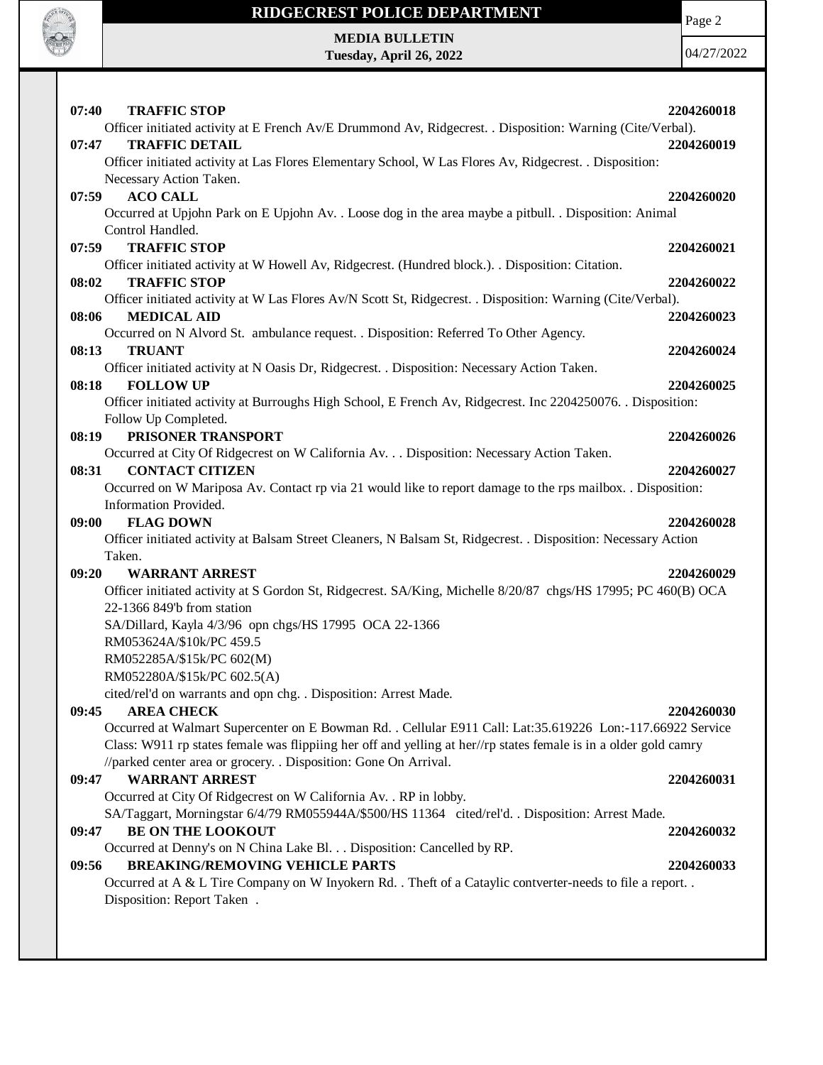**07:40 TRAFFIC STOP** **2204260018**

Officer initiated activity at E French Av/E Drummond Av, Ridgecrest. . Disposition: Warning (Cite/Verbal).

**07:47 TRAFFIC DETAIL** **2204260019**

Officer initiated activity at Las Flores Elementary School, W Las Flores Av, Ridgecrest. . Disposition: Necessary Action Taken.

**07:59 ACO CALL** **2204260020**

Occurred at Upjohn Park on E Upjohn Av. . Loose dog in the area maybe a pitbull. . Disposition: Animal Control Handled.

**07:59 TRAFFIC STOP** **2204260021**

Officer initiated activity at W Howell Av, Ridgecrest. (Hundred block.). . Disposition: Citation.

**08:02 TRAFFIC STOP** **2204260022**

Officer initiated activity at W Las Flores Av/N Scott St, Ridgecrest. . Disposition: Warning (Cite/Verbal).

**08:06 MEDICAL AID** **2204260023**

Occurred on N Alvord St. ambulance request. . Disposition: Referred To Other Agency.

**08:13 TRUANT** **2204260024**

Officer initiated activity at N Oasis Dr, Ridgecrest. . Disposition: Necessary Action Taken.

**08:18 FOLLOW UP** **2204260025**

Officer initiated activity at Burroughs High School, E French Av, Ridgecrest. Inc 2204250076. . Disposition: Follow Up Completed.

**08:19 PRISONER TRANSPORT** **2204260026**

Occurred at City Of Ridgecrest on W California Av. . . Disposition: Necessary Action Taken.

**08:31 CONTACT CITIZEN** **2204260027**

Occurred on W Mariposa Av. Contact rp via 21 would like to report damage to the rps mailbox. . Disposition: Information Provided.

**09:00 FLAG DOWN** **2204260028**

Officer initiated activity at Balsam Street Cleaners, N Balsam St, Ridgecrest. . Disposition: Necessary Action Taken.

**09:20 WARRANT ARREST** **2204260029**

Officer initiated activity at S Gordon St, Ridgecrest. SA/King, Michelle 8/20/87 chgs/HS 17995; PC 460(B) OCA 22-1366 849'b from station
SA/Dillard, Kayla 4/3/96 opn chgs/HS 17995 OCA 22-1366
RM053624A/$10k/PC 459.5
RM052285A/$15k/PC 602(M)
RM052280A/$15k/PC 602.5(A)
cited/rel'd on warrants and opn chg. . Disposition: Arrest Made.

**09:45 AREA CHECK** **2204260030**

Occurred at Walmart Supercenter on E Bowman Rd. . Cellular E911 Call: Lat:35.619226 Lon:-117.66922 Service Class: W911 rp states female was flippiing her off and yelling at her//rp states female is in a older gold camry //parked center area or grocery. . Disposition: Gone On Arrival.

**09:47 WARRANT ARREST** **2204260031**

Occurred at City Of Ridgecrest on W California Av. . RP in lobby.
SA/Taggart, Morningstar 6/4/79 RM055944A/$500/HS 11364 cited/rel'd. . Disposition: Arrest Made.

**09:47 BE ON THE LOOKOUT** **2204260032**

Occurred at Denny's on N China Lake Bl. . . Disposition: Cancelled by RP.

**09:56 BREAKING/REMOVING VEHICLE PARTS** **2204260033**

Occurred at A & L Tire Company on W Inyokern Rd. . Theft of a Cataylic contverter-needs to file a report. . Disposition: Report Taken .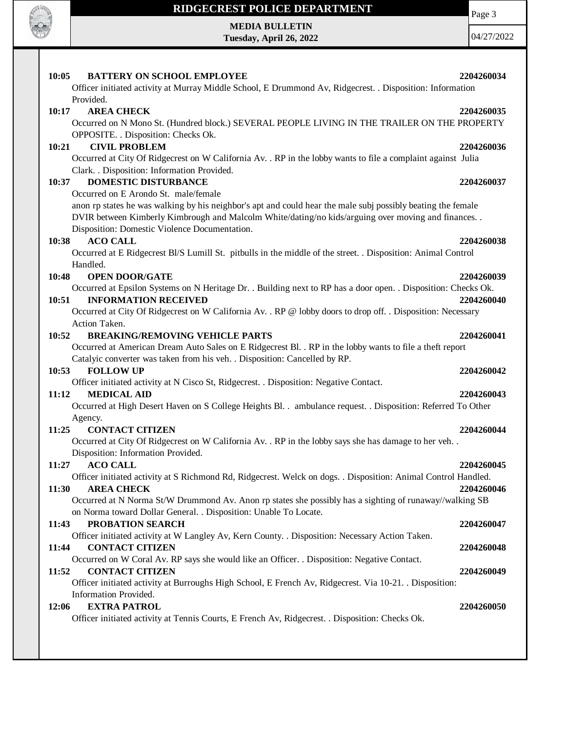**10:05 BATTERY ON SCHOOL EMPLOYEE 2204260034**
Officer initiated activity at Murray Middle School, E Drummond Av, Ridgecrest. . Disposition: Information Provided.

**10:17 AREA CHECK 2204260035**
Occurred on N Mono St. (Hundred block.) SEVERAL PEOPLE LIVING IN THE TRAILER ON THE PROPERTY OPPOSITE. . Disposition: Checks Ok.

**10:21 CIVIL PROBLEM 2204260036**
Occurred at City Of Ridgecrest on W California Av. . RP in the lobby wants to file a complaint against Julia Clark. . Disposition: Information Provided.

**10:37 DOMESTIC DISTURBANCE 2204260037**
Occurred on E Arondo St. male/female
anon rp states he was walking by his neighbor's apt and could hear the male subj possibly beating the female DVIR between Kimberly Kimbrough and Malcolm White/dating/no kids/arguing over moving and finances. . Disposition: Domestic Violence Documentation.

**10:38 ACO CALL 2204260038**
Occurred at E Ridgecrest Bl/S Lumill St. pitbulls in the middle of the street. . Disposition: Animal Control Handled.

**10:48 OPEN DOOR/GATE 2204260039**
Occurred at Epsilon Systems on N Heritage Dr. . Building next to RP has a door open. . Disposition: Checks Ok.

**10:51 INFORMATION RECEIVED 2204260040**
Occurred at City Of Ridgecrest on W California Av. . RP @ lobby doors to drop off. . Disposition: Necessary Action Taken.

**10:52 BREAKING/REMOVING VEHICLE PARTS 2204260041**
Occurred at American Dream Auto Sales on E Ridgecrest Bl. . RP in the lobby wants to file a theft report Catalyic converter was taken from his veh. . Disposition: Cancelled by RP.

**10:53 FOLLOW UP 2204260042**
Officer initiated activity at N Cisco St, Ridgecrest. . Disposition: Negative Contact.

**11:12 MEDICAL AID 2204260043**
Occurred at High Desert Haven on S College Heights Bl. . ambulance request. . Disposition: Referred To Other Agency.

**11:25 CONTACT CITIZEN 2204260044**
Occurred at City Of Ridgecrest on W California Av. . RP in the lobby says she has damage to her veh. . Disposition: Information Provided.

**11:27 ACO CALL 2204260045**
Officer initiated activity at S Richmond Rd, Ridgecrest. Welck on dogs. . Disposition: Animal Control Handled.

**11:30 AREA CHECK 2204260046**
Occurred at N Norma St/W Drummond Av. Anon rp states she possibly has a sighting of runaway//walking SB on Norma toward Dollar General. . Disposition: Unable To Locate.

**11:43 PROBATION SEARCH 2204260047**
Officer initiated activity at W Langley Av, Kern County. . Disposition: Necessary Action Taken.

**11:44 CONTACT CITIZEN 2204260048**
Occurred on W Coral Av. RP says she would like an Officer. . Disposition: Negative Contact.

**11:52 CONTACT CITIZEN 2204260049**
Officer initiated activity at Burroughs High School, E French Av, Ridgecrest. Via 10-21. . Disposition: Information Provided.

**12:06 EXTRA PATROL 2204260050**
Officer initiated activity at Tennis Courts, E French Av, Ridgecrest. . Disposition: Checks Ok.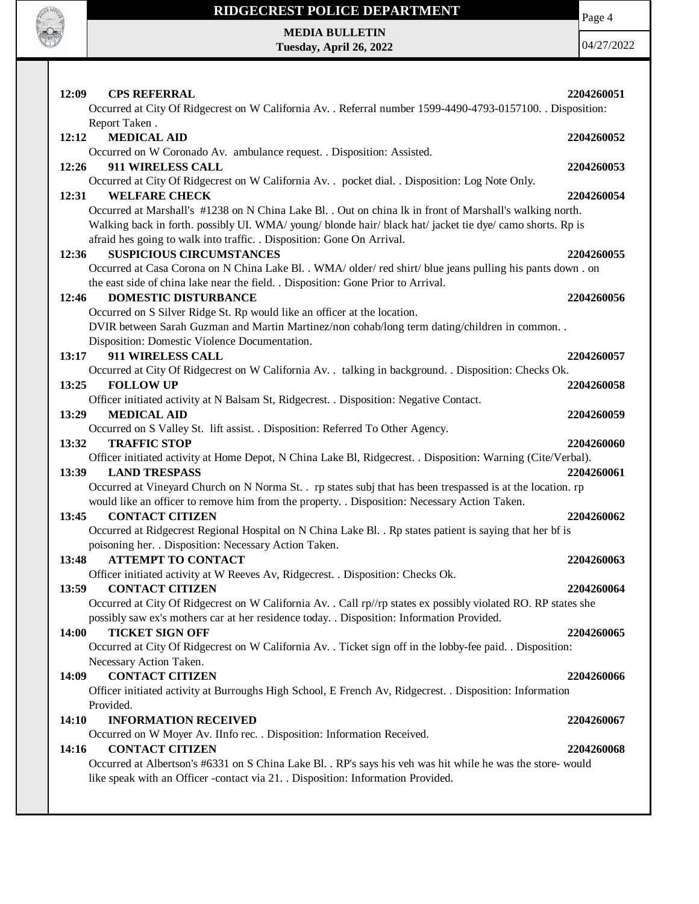**12:09 CPS REFERRAL** **2204260051**

Occurred at City Of Ridgecrest on W California Av. . Referral number 1599-4490-4793-0157100. . Disposition: Report Taken .

**12:12 MEDICAL AID** **2204260052**

Occurred on W Coronado Av. ambulance request. . Disposition: Assisted.

**12:26 911 WIRELESS CALL** **2204260053**

Occurred at City Of Ridgecrest on W California Av. . pocket dial. . Disposition: Log Note Only.

**12:31 WELFARE CHECK** **2204260054**

Occurred at Marshall's #1238 on N China Lake Bl. . Out on china lk in front of Marshall's walking north. Walking back in forth. possibly UI. WMA/ young/ blonde hair/ black hat/ jacket tie dye/ camo shorts. Rp is afraid hes going to walk into traffic. . Disposition: Gone On Arrival.

**12:36 SUSPICIOUS CIRCUMSTANCES** **2204260055**

Occurred at Casa Corona on N China Lake Bl. . WMA/ older/ red shirt/ blue jeans pulling his pants down . on the east side of china lake near the field. . Disposition: Gone Prior to Arrival.

**12:46 DOMESTIC DISTURBANCE** **2204260056**

Occurred on S Silver Ridge St. Rp would like an officer at the location.
DVIR between Sarah Guzman and Martin Martinez/non cohab/long term dating/children in common. . Disposition: Domestic Violence Documentation.

**13:17 911 WIRELESS CALL** **2204260057**

Occurred at City Of Ridgecrest on W California Av. . talking in background. . Disposition: Checks Ok.

**13:25 FOLLOW UP** **2204260058**

Officer initiated activity at N Balsam St, Ridgecrest. . Disposition: Negative Contact.

**13:29 MEDICAL AID** **2204260059**

Occurred on S Valley St. lift assist. . Disposition: Referred To Other Agency.

**13:32 TRAFFIC STOP** **2204260060**

Officer initiated activity at Home Depot, N China Lake Bl, Ridgecrest. . Disposition: Warning (Cite/Verbal).

**13:39 LAND TRESPASS** **2204260061**

Occurred at Vineyard Church on N Norma St. . rp states subj that has been trespassed is at the location. rp would like an officer to remove him from the property. . Disposition: Necessary Action Taken.

**13:45 CONTACT CITIZEN** **2204260062**

Occurred at Ridgecrest Regional Hospital on N China Lake Bl. . Rp states patient is saying that her bf is poisoning her. . Disposition: Necessary Action Taken.

**13:48 ATTEMPT TO CONTACT** **2204260063**

Officer initiated activity at W Reeves Av, Ridgecrest. . Disposition: Checks Ok.

**13:59 CONTACT CITIZEN** **2204260064**

Occurred at City Of Ridgecrest on W California Av. . Call rp//rp states ex possibly violated RO. RP states she possibly saw ex's mothers car at her residence today. . Disposition: Information Provided.

**14:00 TICKET SIGN OFF** **2204260065**

Occurred at City Of Ridgecrest on W California Av. . Ticket sign off in the lobby-fee paid. . Disposition: Necessary Action Taken.

**14:09 CONTACT CITIZEN** **2204260066**

Officer initiated activity at Burroughs High School, E French Av, Ridgecrest. . Disposition: Information Provided.

**14:10 INFORMATION RECEIVED** **2204260067**

Occurred on W Moyer Av. IInfo rec. . Disposition: Information Received.

**14:16 CONTACT CITIZEN** **2204260068**

Occurred at Albertson's #6331 on S China Lake Bl. . RP's says his veh was hit while he was the store- would like speak with an Officer -contact via 21. . Disposition: Information Provided.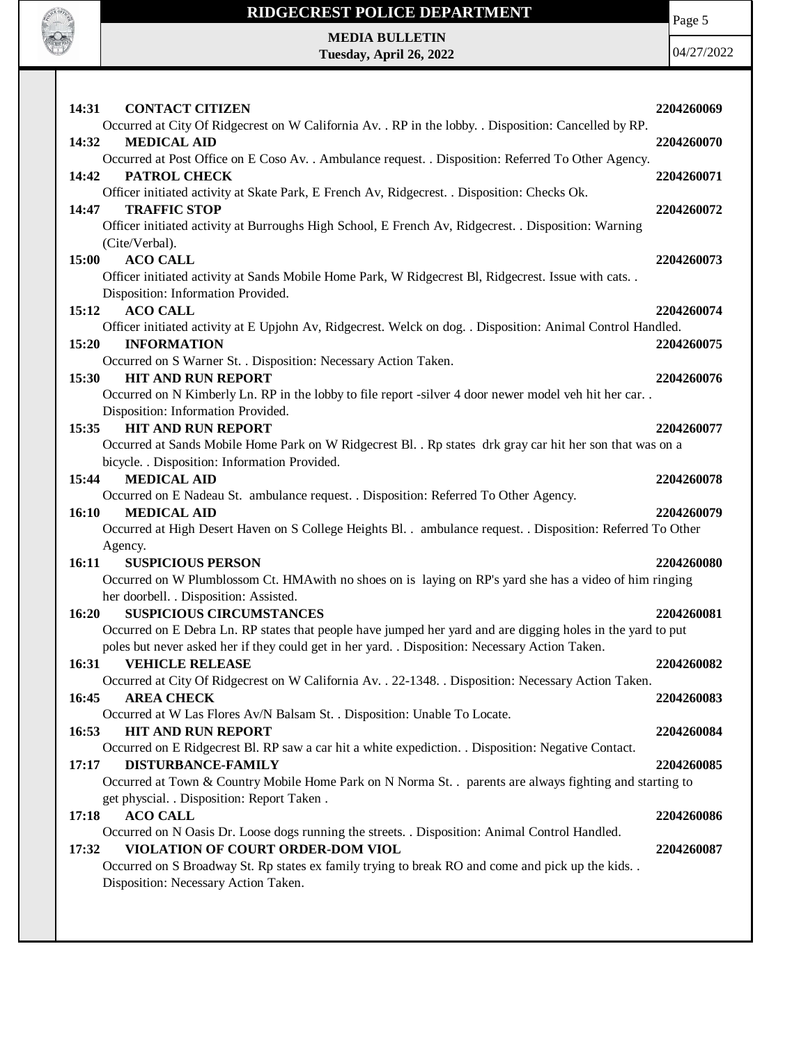**14:31 CONTACT CITIZEN** 2204260069

Occurred at City Of Ridgecrest on W California Av. . RP in the lobby. . Disposition: Cancelled by RP.

**14:32 MEDICAL AID** 2204260070

Occurred at Post Office on E Coso Av. . Ambulance request. . Disposition: Referred To Other Agency.

**14:42 PATROL CHECK** 2204260071

Officer initiated activity at Skate Park, E French Av, Ridgecrest. . Disposition: Checks Ok.

**14:47 TRAFFIC STOP** 2204260072

Officer initiated activity at Burroughs High School, E French Av, Ridgecrest. . Disposition: Warning (Cite/Verbal).

**15:00 ACO CALL** 2204260073

Officer initiated activity at Sands Mobile Home Park, W Ridgecrest Bl, Ridgecrest. Issue with cats. . Disposition: Information Provided.

**15:12 ACO CALL** 2204260074

Officer initiated activity at E Upjohn Av, Ridgecrest. Welck on dog. . Disposition: Animal Control Handled.

**15:20 INFORMATION** 2204260075

Occurred on S Warner St. . Disposition: Necessary Action Taken.

**15:30 HIT AND RUN REPORT** 2204260076

Occurred on N Kimberly Ln. RP in the lobby to file report -silver 4 door newer model veh hit her car. . Disposition: Information Provided.

**15:35 HIT AND RUN REPORT** 2204260077

Occurred at Sands Mobile Home Park on W Ridgecrest Bl. . Rp states drk gray car hit her son that was on a bicycle. . Disposition: Information Provided.

**15:44 MEDICAL AID** 2204260078

Occurred on E Nadeau St. ambulance request. . Disposition: Referred To Other Agency.

**16:10 MEDICAL AID** 2204260079

Occurred at High Desert Haven on S College Heights Bl. . ambulance request. . Disposition: Referred To Other Agency.

**16:11 SUSPICIOUS PERSON** 2204260080

Occurred on W Plumblossom Ct. HMAwith no shoes on is laying on RP's yard she has a video of him ringing her doorbell. . Disposition: Assisted.

**16:20 SUSPICIOUS CIRCUMSTANCES** 2204260081

Occurred on E Debra Ln. RP states that people have jumped her yard and are digging holes in the yard to put poles but never asked her if they could get in her yard. . Disposition: Necessary Action Taken.

**16:31 VEHICLE RELEASE** 2204260082

Occurred at City Of Ridgecrest on W California Av. . 22-1348. . Disposition: Necessary Action Taken.

**16:45 AREA CHECK** 2204260083

Occurred at W Las Flores Av/N Balsam St. . Disposition: Unable To Locate.

**16:53 HIT AND RUN REPORT** 2204260084

Occurred on E Ridgecrest Bl. RP saw a car hit a white expediction. . Disposition: Negative Contact.

**17:17 DISTURBANCE-FAMILY** 2204260085

Occurred at Town & Country Mobile Home Park on N Norma St. . parents are always fighting and starting to get physcial. . Disposition: Report Taken .

**17:18 ACO CALL** 2204260086

Occurred on N Oasis Dr. Loose dogs running the streets. . Disposition: Animal Control Handled.

**17:32 VIOLATION OF COURT ORDER-DOM VIOL** 2204260087

Occurred on S Broadway St. Rp states ex family trying to break RO and come and pick up the kids. . Disposition: Necessary Action Taken.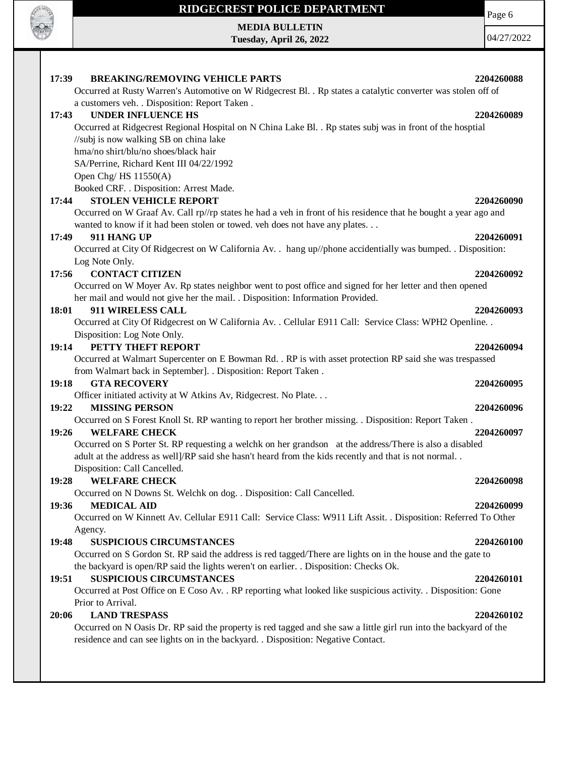**17:39 BREAKING/REMOVING VEHICLE PARTS 2204260088**

Occurred at Rusty Warren's Automotive on W Ridgecrest Bl. . Rp states a catalytic converter was stolen off of a customers veh. . Disposition: Report Taken .

**17:43 UNDER INFLUENCE HS 2204260089**

Occurred at Ridgecrest Regional Hospital on N China Lake Bl. . Rp states subj was in front of the hosptial //subj is now walking SB on china lake
hma/no shirt/blu/no shoes/black hair
SA/Perrine, Richard Kent III 04/22/1992
Open Chg/ HS 11550(A)
Booked CRF. . Disposition: Arrest Made.

**17:44 STOLEN VEHICLE REPORT 2204260090**

Occurred on W Graaf Av. Call rp//rp states he had a veh in front of his residence that he bought a year ago and wanted to know if it had been stolen or towed. veh does not have any plates. . .

**17:49 911 HANG UP 2204260091**

Occurred at City Of Ridgecrest on W California Av. . hang up//phone accidentially was bumped. . Disposition: Log Note Only.

**17:56 CONTACT CITIZEN 2204260092**

Occurred on W Moyer Av. Rp states neighbor went to post office and signed for her letter and then opened her mail and would not give her the mail. . Disposition: Information Provided.

**18:01 911 WIRELESS CALL 2204260093**

Occurred at City Of Ridgecrest on W California Av. . Cellular E911 Call: Service Class: WPH2 Openline. . Disposition: Log Note Only.

**19:14 PETTY THEFT REPORT 2204260094**

Occurred at Walmart Supercenter on E Bowman Rd. . RP is with asset protection RP said she was trespassed from Walmart back in September]. . Disposition: Report Taken .

**19:18 GTA RECOVERY 2204260095**

Officer initiated activity at W Atkins Av, Ridgecrest. No Plate. . .

**19:22 MISSING PERSON 2204260096**

Occurred on S Forest Knoll St. RP wanting to report her brother missing. . Disposition: Report Taken .

**19:26 WELFARE CHECK 2204260097**

Occurred on S Porter St. RP requesting a welchk on her grandson at the address/There is also a disabled adult at the address as well]/RP said she hasn't heard from the kids recently and that is not normal. . Disposition: Call Cancelled.

**19:28 WELFARE CHECK 2204260098**

Occurred on N Downs St. Welchk on dog. . Disposition: Call Cancelled.

**19:36 MEDICAL AID 2204260099**

Occurred on W Kinnett Av. Cellular E911 Call: Service Class: W911 Lift Assit. . Disposition: Referred To Other Agency.

**19:48 SUSPICIOUS CIRCUMSTANCES 2204260100**

Occurred on S Gordon St. RP said the address is red tagged/There are lights on in the house and the gate to the backyard is open/RP said the lights weren't on earlier. . Disposition: Checks Ok.

**19:51 SUSPICIOUS CIRCUMSTANCES 2204260101**

Occurred at Post Office on E Coso Av. . RP reporting what looked like suspicious activity. . Disposition: Gone Prior to Arrival.

**20:06 LAND TRESPASS 2204260102**

Occurred on N Oasis Dr. RP said the property is red tagged and she saw a little girl run into the backyard of the residence and can see lights on in the backyard. . Disposition: Negative Contact.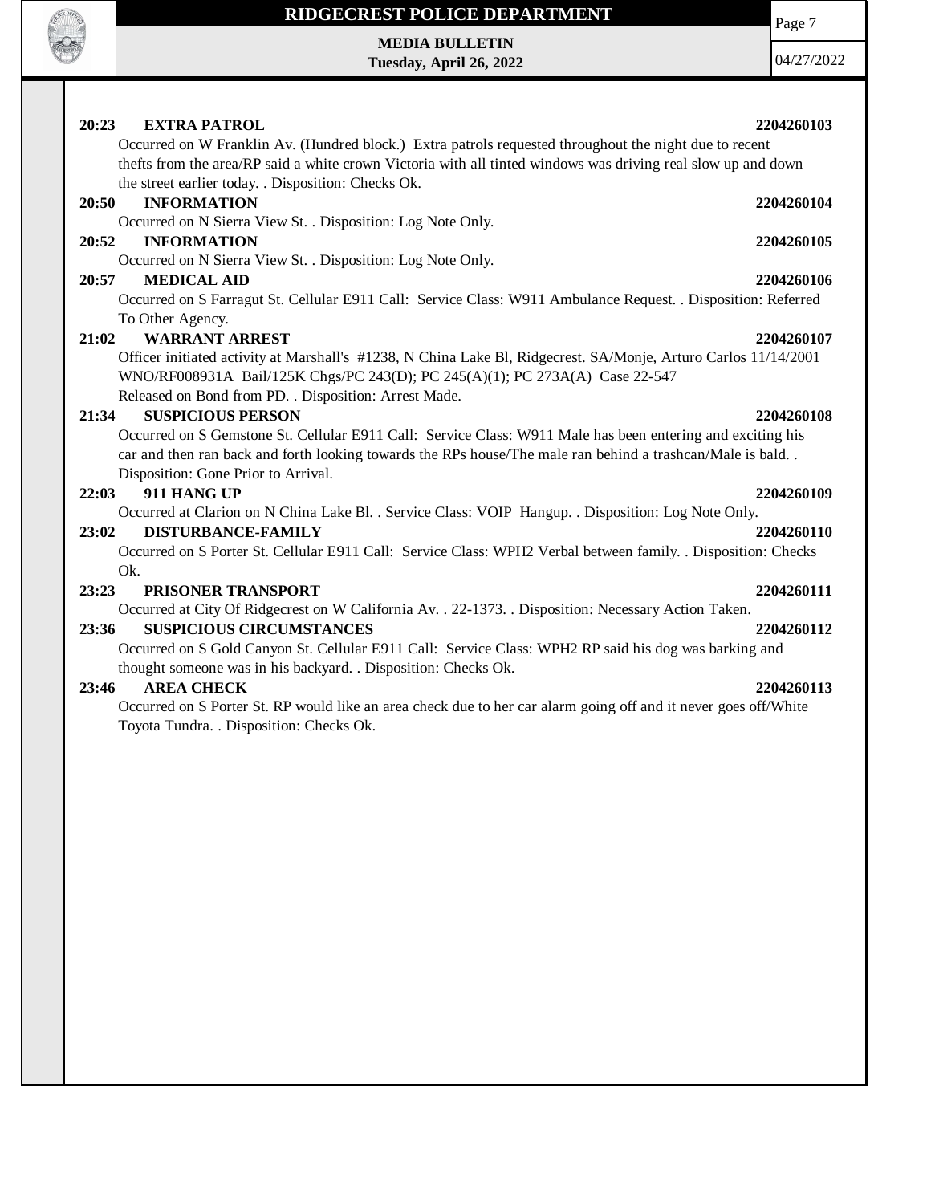**20:23 EXTRA PATROL 2204260103**

Occurred on W Franklin Av. (Hundred block.) Extra patrols requested throughout the night due to recent thefts from the area/RP said a white crown Victoria with all tinted windows was driving real slow up and down the street earlier today. . Disposition: Checks Ok.

**20:50 INFORMATION 2204260104**

Occurred on N Sierra View St. . Disposition: Log Note Only.

**20:52 INFORMATION 2204260105**

Occurred on N Sierra View St. . Disposition: Log Note Only.

**20:57 MEDICAL AID 2204260106**

Occurred on S Farragut St. Cellular E911 Call: Service Class: W911 Ambulance Request. . Disposition: Referred To Other Agency.

**21:02 WARRANT ARREST 2204260107**

Officer initiated activity at Marshall's #1238, N China Lake Bl, Ridgecrest. SA/Monje, Arturo Carlos 11/14/2001 WNO/RF008931A Bail/125K Chgs/PC 243(D); PC 245(A)(1); PC 273A(A) Case 22-547
Released on Bond from PD. . Disposition: Arrest Made.

**21:34 SUSPICIOUS PERSON 2204260108**

Occurred on S Gemstone St. Cellular E911 Call: Service Class: W911 Male has been entering and exciting his car and then ran back and forth looking towards the RPs house/The male ran behind a trashcan/Male is bald. . Disposition: Gone Prior to Arrival.

**22:03 911 HANG UP 2204260109**

Occurred at Clarion on N China Lake Bl. . Service Class: VOIP Hangup. . Disposition: Log Note Only.

**23:02 DISTURBANCE-FAMILY 2204260110**

Occurred on S Porter St. Cellular E911 Call: Service Class: WPH2 Verbal between family. . Disposition: Checks Ok.

**23:23 PRISONER TRANSPORT 2204260111**

Occurred at City Of Ridgecrest on W California Av. . 22-1373. . Disposition: Necessary Action Taken.

**23:36 SUSPICIOUS CIRCUMSTANCES 2204260112**

Occurred on S Gold Canyon St. Cellular E911 Call: Service Class: WPH2 RP said his dog was barking and thought someone was in his backyard. . Disposition: Checks Ok.

**23:46 AREA CHECK 2204260113**

Occurred on S Porter St. RP would like an area check due to her car alarm going off and it never goes off/White Toyota Tundra. . Disposition: Checks Ok.